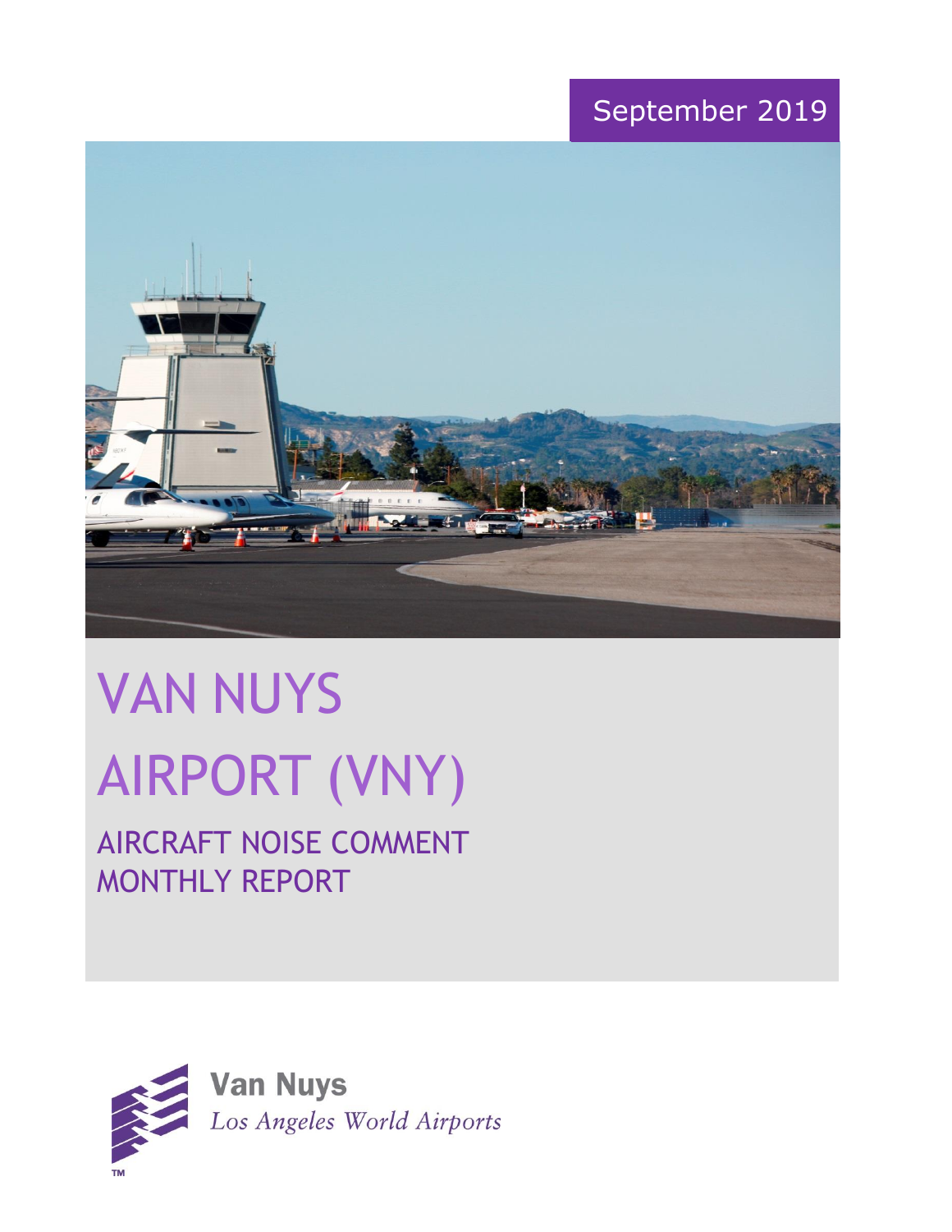September 2019

# VAN NUYS AIRPORT (VNY)

## AIRCRAFT NOISE COMMENT MONTHLY REPORT

**Van Nuys**
*Los Angeles World Airports*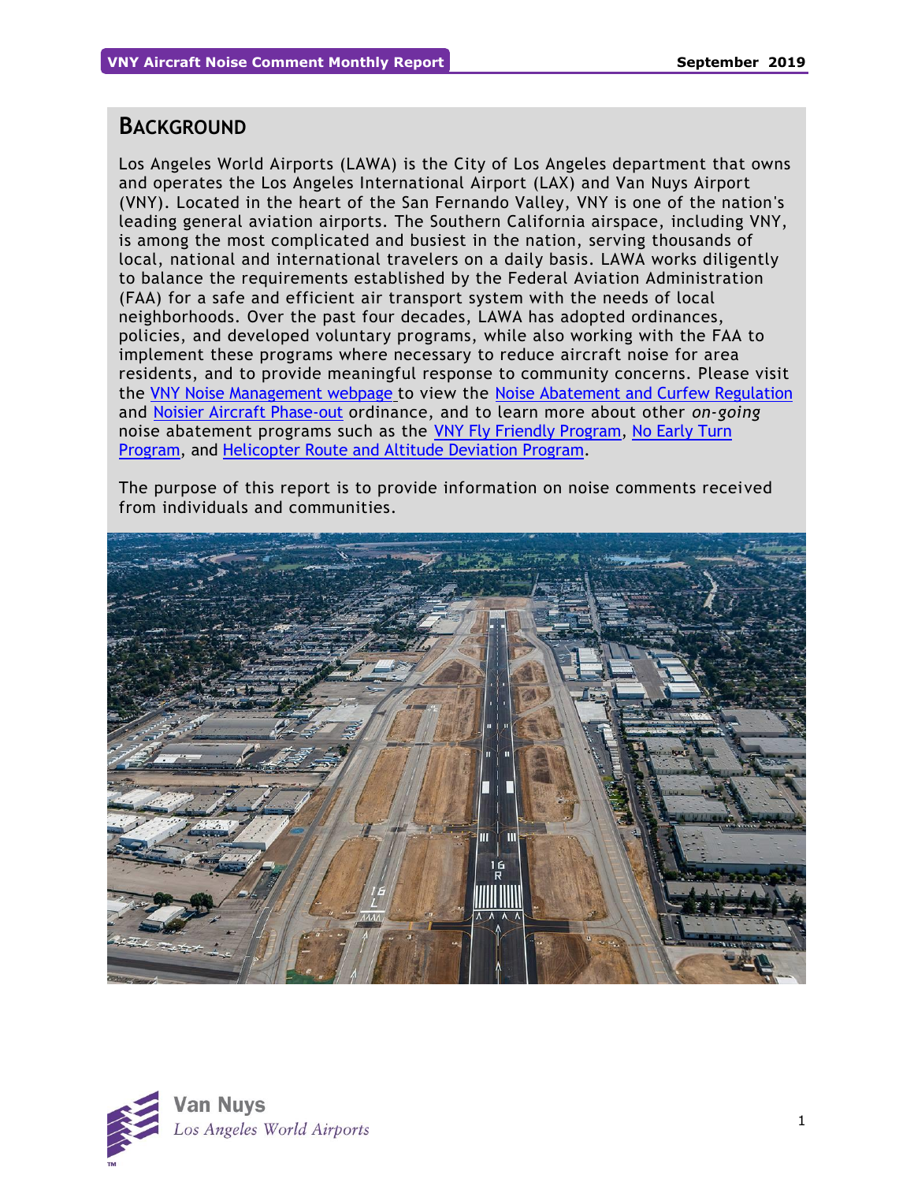## BACKGROUND

Los Angeles World Airports (LAWA) is the City of Los Angeles department that owns and operates the Los Angeles International Airport (LAX) and Van Nuys Airport (VNY). Located in the heart of the San Fernando Valley, VNY is one of the nation's leading general aviation airports. The Southern California airspace, including VNY, is among the most complicated and busiest in the nation, serving thousands of local, national and international travelers on a daily basis. LAWA works diligently to balance the requirements established by the Federal Aviation Administration (FAA) for a safe and efficient air transport system with the needs of local neighborhoods. Over the past four decades, LAWA has adopted ordinances, policies, and developed voluntary programs, while also working with the FAA to implement these programs where necessary to reduce aircraft noise for area residents, and to provide meaningful response to community concerns. Please visit the VNY Noise Management webpage to view the Noise Abatement and Curfew Regulation and Noisier Aircraft Phase-out ordinance, and to learn more about other *on-going* noise abatement programs such as the VNY Fly Friendly Program, No Early Turn Program, and Helicopter Route and Altitude Deviation Program.

The purpose of this report is to provide information on noise comments received from individuals and communities.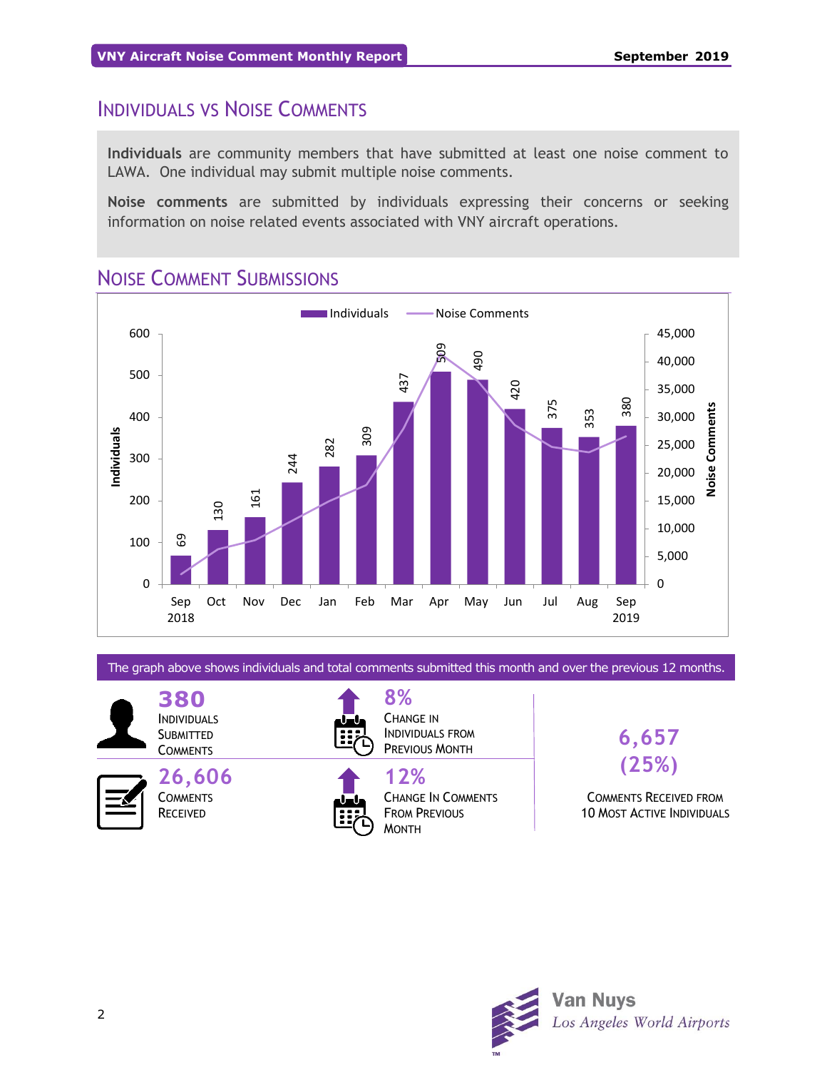## Individuals vs Noise Comments

**Individuals** are community members that have submitted at least one noise comment to LAWA. One individual may submit multiple noise comments.

**Noise comments** are submitted by individuals expressing their concerns or seeking information on noise related events associated with VNY aircraft operations.

## Noise Comment Submissions

| Month | Individuals |
|---|---|
| Sep 2018 | 69 |
| Oct | 130 |
| Nov | 161 |
| Dec | 244 |
| Jan | 282 |
| Feb | 309 |
| Mar | 437 |
| Apr | 509 |
| May | 490 |
| Jun | 420 |
| Jul | 375 |
| Aug | 353 |
| Sep 2019 | 380 |

The graph above shows individuals and total comments submitted this month and over the previous 12 months.

**380** Individuals Submitted Comments

**8%** Change in Individuals from Previous Month

**26,606** Comments Received

**12%** Change in Comments from Previous Month

**6,657 (25%)** Comments Received from 10 Most Active Individuals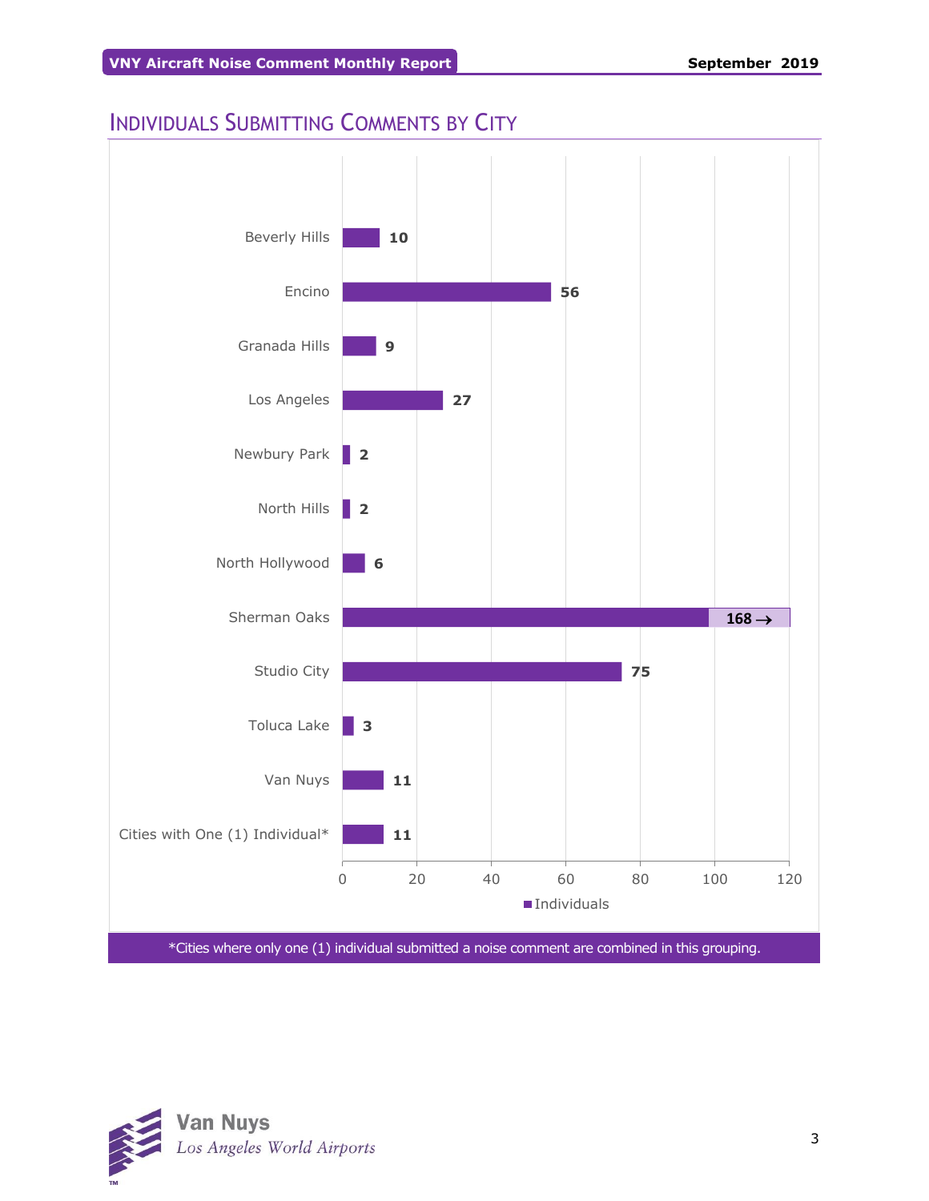## Individuals Submitting Comments by City

| City | Individuals |
|---|---|
| Beverly Hills | 10 |
| Encino | 56 |
| Granada Hills | 9 |
| Los Angeles | 27 |
| Newbury Park | 2 |
| North Hills | 2 |
| North Hollywood | 6 |
| Sherman Oaks | 168 → |
| Studio City | 75 |
| Toluca Lake | 3 |
| Van Nuys | 11 |
| Cities with One (1) Individual* | 11 |

*Cities where only one (1) individual submitted a noise comment are combined in this grouping.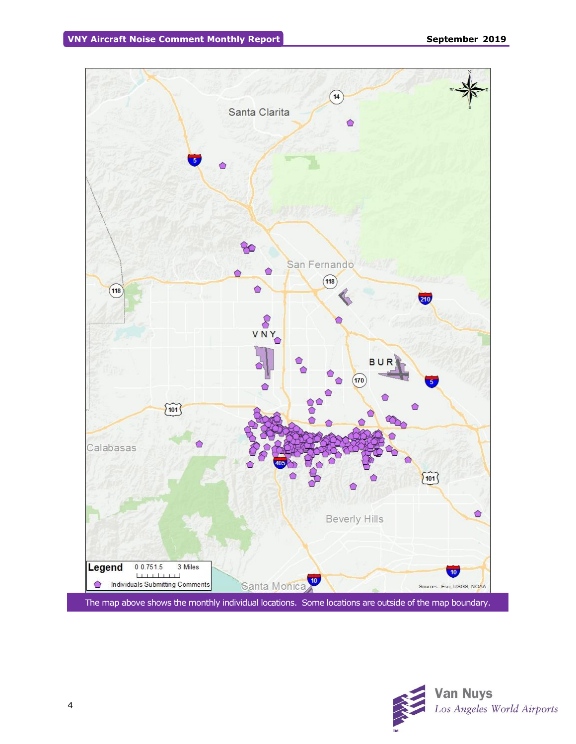The map above shows the monthly individual locations.  Some locations are outside of the map boundary.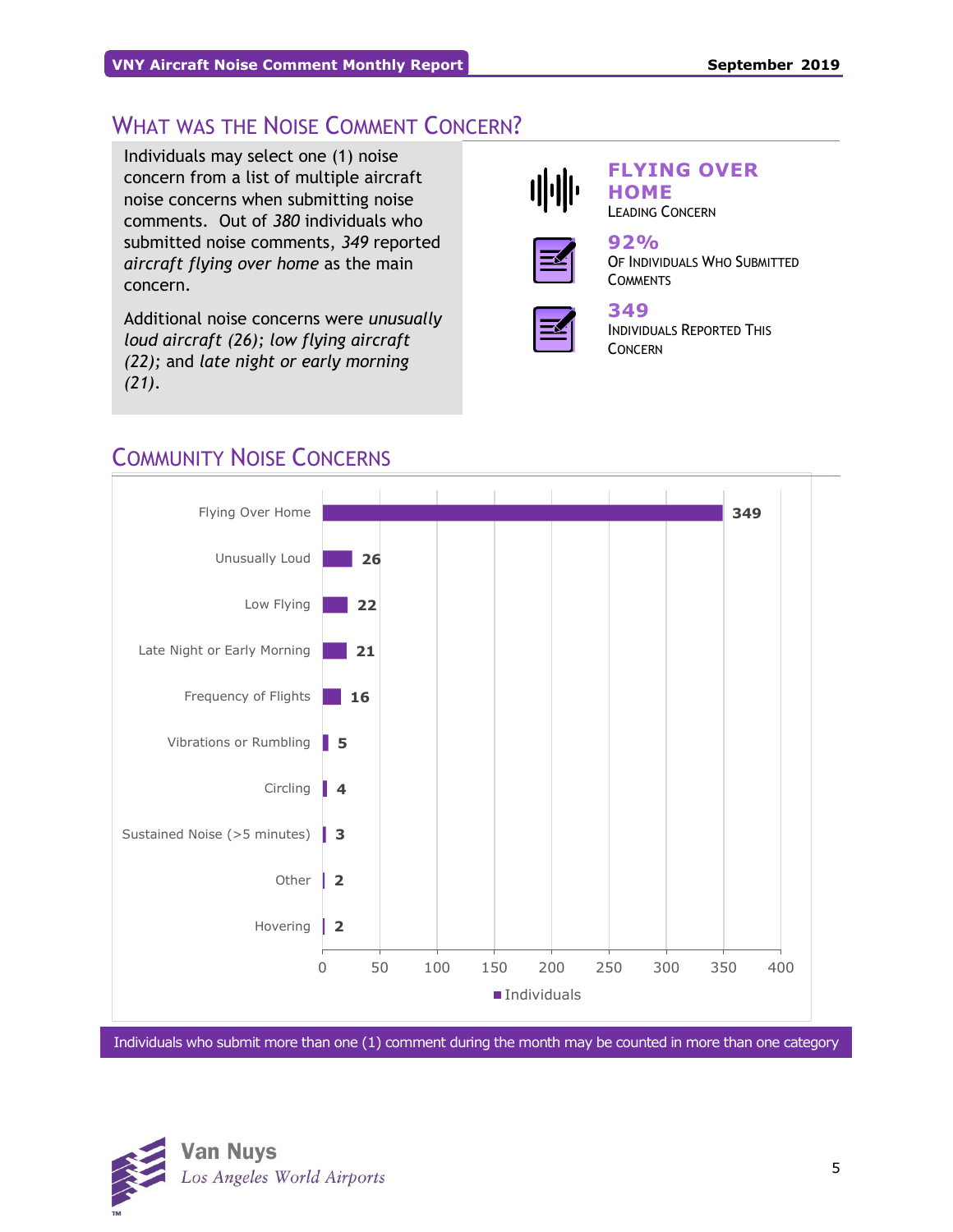## What was the Noise Comment Concern?

Individuals may select one (1) noise concern from a list of multiple aircraft noise concerns when submitting noise comments. Out of *380* individuals who submitted noise comments, *349* reported *aircraft flying over home* as the main concern.

Additional noise concerns were *unusually loud aircraft (26)*; *low flying aircraft (22)*; and *late night or early morning (21)*.

**FLYING OVER HOME**
Leading Concern

**92%**
Of Individuals Who Submitted Comments

**349**
Individuals Reported This Concern

## Community Noise Concerns

| Concern | Individuals |
| --- | --- |
| Flying Over Home | 349 |
| Unusually Loud | 26 |
| Low Flying | 22 |
| Late Night or Early Morning | 21 |
| Frequency of Flights | 16 |
| Vibrations or Rumbling | 5 |
| Circling | 4 |
| Sustained Noise (>5 minutes) | 3 |
| Other | 2 |
| Hovering | 2 |

Individuals who submit more than one (1) comment during the month may be counted in more than one category

Van Nuys
Los Angeles World Airports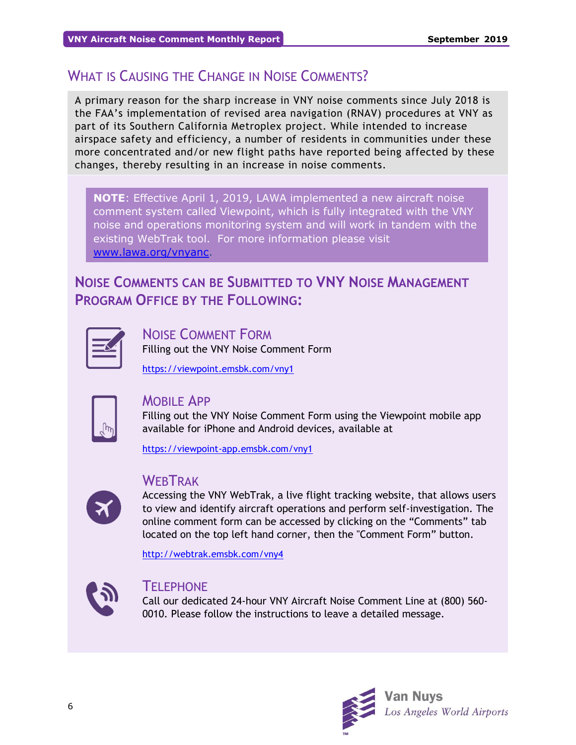## What is Causing the Change in Noise Comments?

A primary reason for the sharp increase in VNY noise comments since July 2018 is the FAA's implementation of revised area navigation (RNAV) procedures at VNY as part of its Southern California Metroplex project. While intended to increase airspace safety and efficiency, a number of residents in communities under these more concentrated and/or new flight paths have reported being affected by these changes, thereby resulting in an increase in noise comments.

**NOTE**: Effective April 1, 2019, LAWA implemented a new aircraft noise comment system called Viewpoint, which is fully integrated with the VNY noise and operations monitoring system and will work in tandem with the existing WebTrak tool. For more information please visit www.lawa.org/vnyanc.

## Noise Comments can be Submitted to VNY Noise Management Program Office by the Following:

### Noise Comment Form

Filling out the VNY Noise Comment Form

https://viewpoint.emsbk.com/vny1

### Mobile App

Filling out the VNY Noise Comment Form using the Viewpoint mobile app available for iPhone and Android devices, available at

https://viewpoint-app.emsbk.com/vny1

### WebTrak

Accessing the VNY WebTrak, a live flight tracking website, that allows users to view and identify aircraft operations and perform self-investigation. The online comment form can be accessed by clicking on the "Comments" tab located on the top left hand corner, then the "Comment Form" button.

http://webtrak.emsbk.com/vny4

### Telephone

Call our dedicated 24-hour VNY Aircraft Noise Comment Line at (800) 560-0010. Please follow the instructions to leave a detailed message.

Van Nuys
*Los Angeles World Airports*